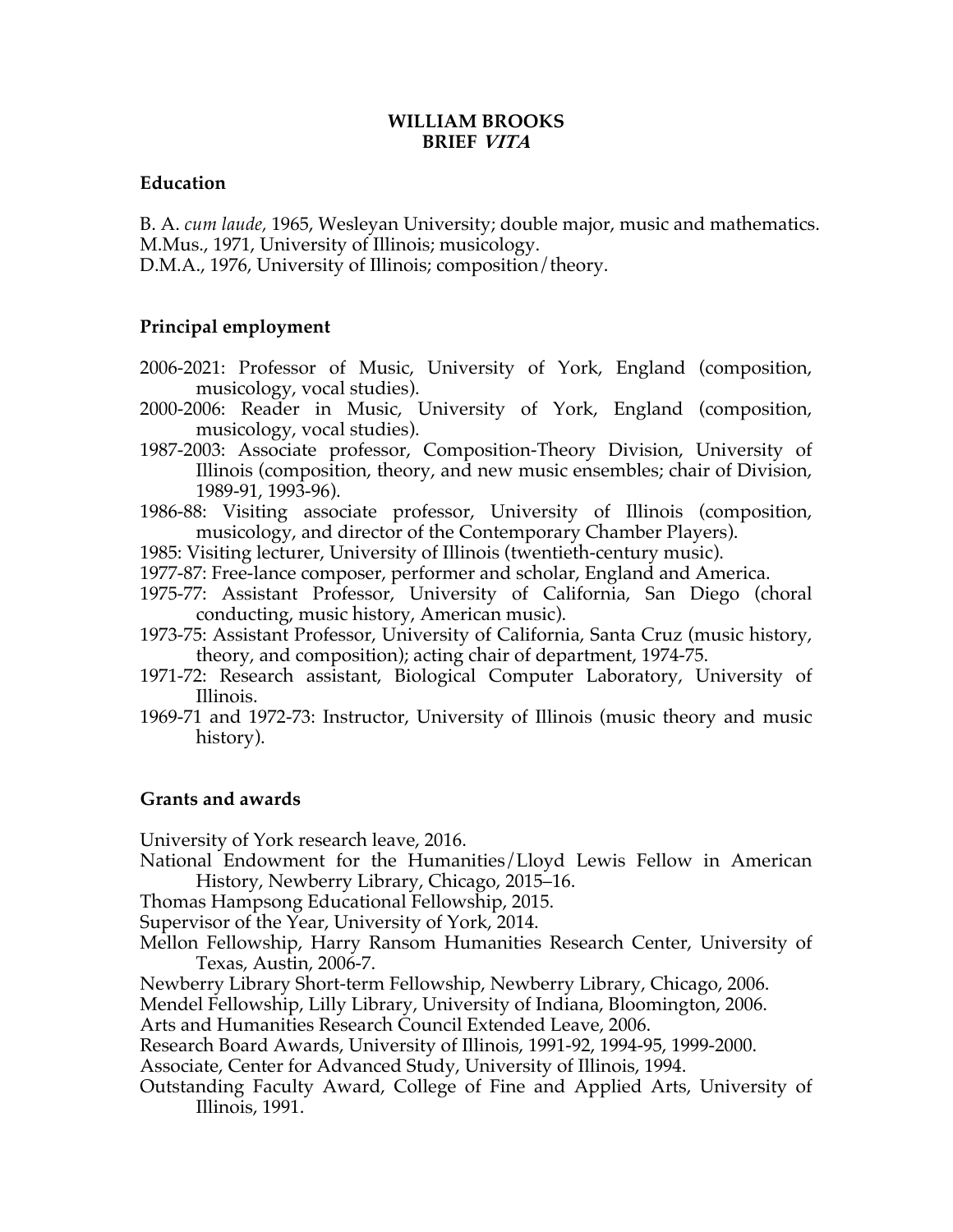# WILLIAM BROOKS
# BRIEF *VITA*

## Education

B. A. *cum laude,* 1965, Wesleyan University; double major, music and mathematics.
M.Mus., 1971, University of Illinois; musicology.
D.M.A., 1976, University of Illinois; composition/theory.

## Principal employment

- 2006-2021: Professor of Music, University of York, England (composition, musicology, vocal studies).
- 2000-2006: Reader in Music, University of York, England (composition, musicology, vocal studies).
- 1987-2003: Associate professor, Composition-Theory Division, University of Illinois (composition, theory, and new music ensembles; chair of Division, 1989-91, 1993-96).
- 1986-88: Visiting associate professor, University of Illinois (composition, musicology, and director of the Contemporary Chamber Players).
- 1985: Visiting lecturer, University of Illinois (twentieth-century music).
- 1977-87: Free-lance composer, performer and scholar, England and America.
- 1975-77: Assistant Professor, University of California, San Diego (choral conducting, music history, American music).
- 1973-75: Assistant Professor, University of California, Santa Cruz (music history, theory, and composition); acting chair of department, 1974-75.
- 1971-72: Research assistant, Biological Computer Laboratory, University of Illinois.
- 1969-71 and 1972-73: Instructor, University of Illinois (music theory and music history).

## Grants and awards

- University of York research leave, 2016.
- National Endowment for the Humanities/Lloyd Lewis Fellow in American History, Newberry Library, Chicago, 2015–16.
- Thomas Hampsong Educational Fellowship, 2015.
- Supervisor of the Year, University of York, 2014.
- Mellon Fellowship, Harry Ransom Humanities Research Center, University of Texas, Austin, 2006-7.
- Newberry Library Short-term Fellowship, Newberry Library, Chicago, 2006.
- Mendel Fellowship, Lilly Library, University of Indiana, Bloomington, 2006.
- Arts and Humanities Research Council Extended Leave, 2006.
- Research Board Awards, University of Illinois, 1991-92, 1994-95, 1999-2000.
- Associate, Center for Advanced Study, University of Illinois, 1994.
- Outstanding Faculty Award, College of Fine and Applied Arts, University of Illinois, 1991.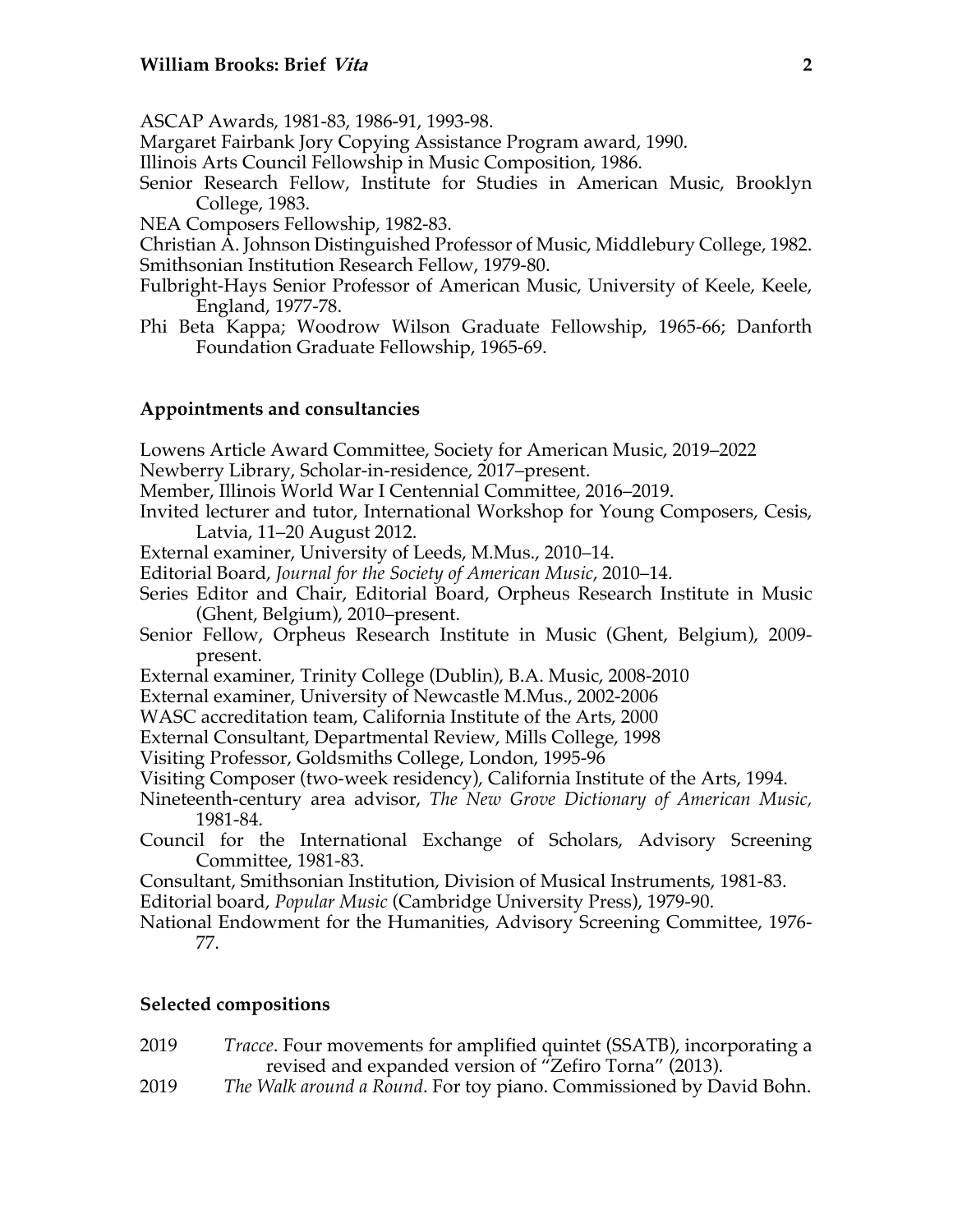ASCAP Awards, 1981-83, 1986-91, 1993-98.
Margaret Fairbank Jory Copying Assistance Program award, 1990.
Illinois Arts Council Fellowship in Music Composition, 1986.
Senior Research Fellow, Institute for Studies in American Music, Brooklyn College, 1983.
NEA Composers Fellowship, 1982-83.
Christian A. Johnson Distinguished Professor of Music, Middlebury College, 1982.
Smithsonian Institution Research Fellow, 1979-80.
Fulbright-Hays Senior Professor of American Music, University of Keele, Keele, England, 1977-78.
Phi Beta Kappa; Woodrow Wilson Graduate Fellowship, 1965-66; Danforth Foundation Graduate Fellowship, 1965-69.

## Appointments and consultancies

Lowens Article Award Committee, Society for American Music, 2019–2022
Newberry Library, Scholar-in-residence, 2017–present.
Member, Illinois World War I Centennial Committee, 2016–2019.
Invited lecturer and tutor, International Workshop for Young Composers, Cesis, Latvia, 11–20 August 2012.
External examiner, University of Leeds, M.Mus., 2010–14.
Editorial Board, *Journal for the Society of American Music*, 2010–14.
Series Editor and Chair, Editorial Board, Orpheus Research Institute in Music (Ghent, Belgium), 2010–present.
Senior Fellow, Orpheus Research Institute in Music (Ghent, Belgium), 2009-present.
External examiner, Trinity College (Dublin), B.A. Music, 2008-2010
External examiner, University of Newcastle M.Mus., 2002-2006
WASC accreditation team, California Institute of the Arts, 2000
External Consultant, Departmental Review, Mills College, 1998
Visiting Professor, Goldsmiths College, London, 1995-96
Visiting Composer (two-week residency), California Institute of the Arts, 1994.
Nineteenth-century area advisor, *The New Grove Dictionary of American Music,* 1981-84.
Council for the International Exchange of Scholars, Advisory Screening Committee, 1981-83.
Consultant, Smithsonian Institution, Division of Musical Instruments, 1981-83.
Editorial board, *Popular Music* (Cambridge University Press), 1979-90.
National Endowment for the Humanities, Advisory Screening Committee, 1976-77.

## Selected compositions

2019 *Tracce*. Four movements for amplified quintet (SSATB), incorporating a revised and expanded version of "Zefiro Torna" (2013).
2019 *The Walk around a Round*. For toy piano. Commissioned by David Bohn.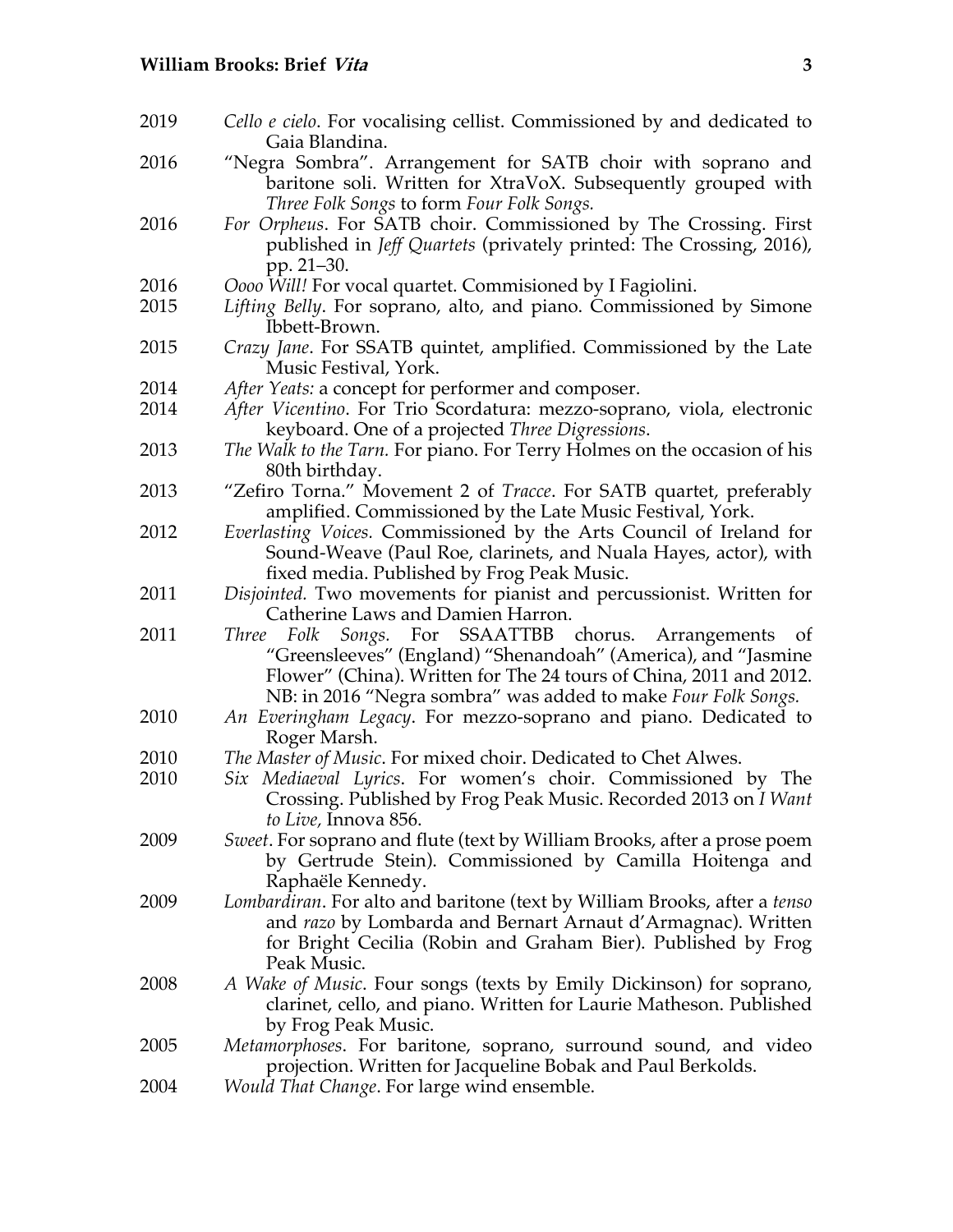2019 *Cello e cielo*. For vocalising cellist. Commissioned by and dedicated to Gaia Blandina.

2016 "Negra Sombra". Arrangement for SATB choir with soprano and baritone soli. Written for XtraVoX. Subsequently grouped with *Three Folk Songs* to form *Four Folk Songs.*

2016 *For Orpheus*. For SATB choir. Commissioned by The Crossing. First published in *Jeff Quartets* (privately printed: The Crossing, 2016), pp. 21–30.

2016 *Oooo Will!* For vocal quartet. Commisioned by I Fagiolini.

2015 *Lifting Belly*. For soprano, alto, and piano. Commissioned by Simone Ibbett-Brown.

2015 *Crazy Jane*. For SSATB quintet, amplified. Commissioned by the Late Music Festival, York.

2014 *After Yeats:* a concept for performer and composer.

2014 *After Vicentino*. For Trio Scordatura: mezzo-soprano, viola, electronic keyboard. One of a projected *Three Digressions*.

2013 *The Walk to the Tarn.* For piano. For Terry Holmes on the occasion of his 80th birthday.

2013 "Zefiro Torna." Movement 2 of *Tracce*. For SATB quartet, preferably amplified. Commissioned by the Late Music Festival, York.

2012 *Everlasting Voices.* Commissioned by the Arts Council of Ireland for Sound-Weave (Paul Roe, clarinets, and Nuala Hayes, actor), with fixed media. Published by Frog Peak Music.

2011 *Disjointed.* Two movements for pianist and percussionist. Written for Catherine Laws and Damien Harron.

2011 *Three Folk Songs.* For SSAATTBB chorus. Arrangements of "Greensleeves" (England) "Shenandoah" (America), and "Jasmine Flower" (China). Written for The 24 tours of China, 2011 and 2012. NB: in 2016 "Negra sombra" was added to make *Four Folk Songs.*

2010 *An Everingham Legacy*. For mezzo-soprano and piano. Dedicated to Roger Marsh.

2010 *The Master of Music*. For mixed choir. Dedicated to Chet Alwes.

2010 *Six Mediaeval Lyrics*. For women's choir. Commissioned by The Crossing. Published by Frog Peak Music. Recorded 2013 on *I Want to Live,* Innova 856.

2009 *Sweet*. For soprano and flute (text by William Brooks, after a prose poem by Gertrude Stein). Commissioned by Camilla Hoitenga and Raphaële Kennedy.

2009 *Lombardiran*. For alto and baritone (text by William Brooks, after a *tenso* and *razo* by Lombarda and Bernart Arnaut d'Armagnac). Written for Bright Cecilia (Robin and Graham Bier). Published by Frog Peak Music.

2008 *A Wake of Music*. Four songs (texts by Emily Dickinson) for soprano, clarinet, cello, and piano. Written for Laurie Matheson. Published by Frog Peak Music.

2005 *Metamorphoses*. For baritone, soprano, surround sound, and video projection. Written for Jacqueline Bobak and Paul Berkolds.

2004 *Would That Change*. For large wind ensemble.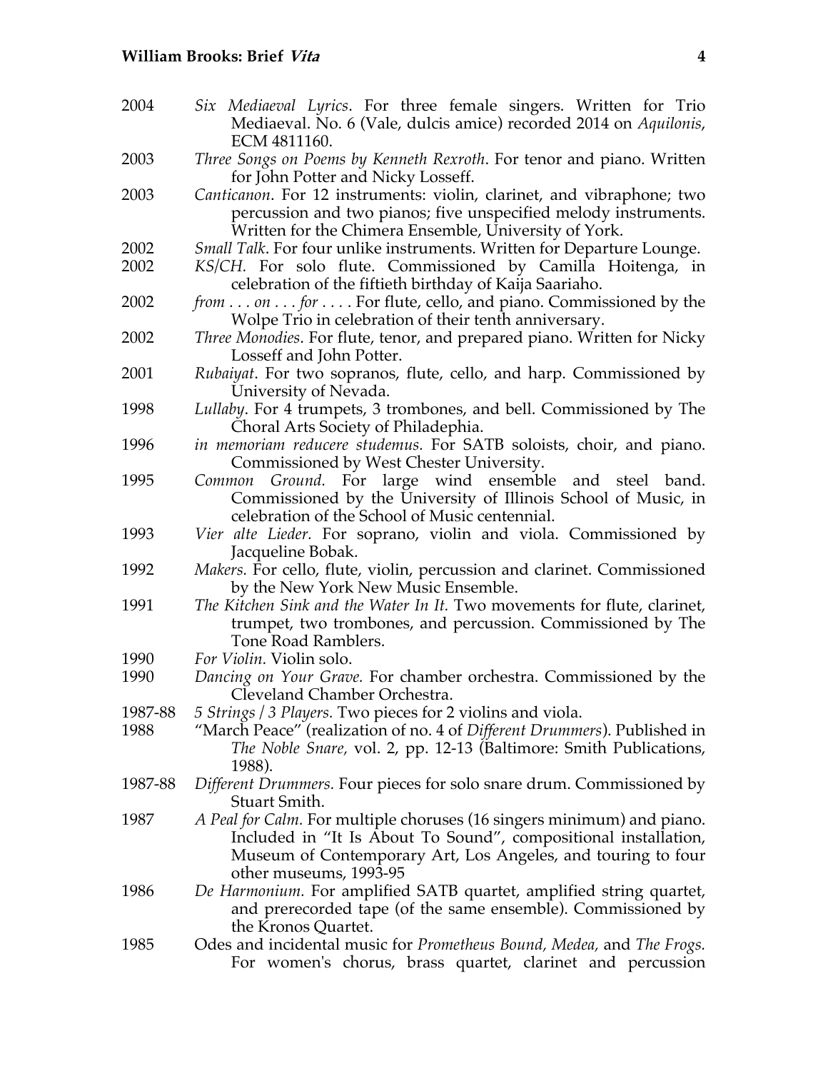2004 *Six Mediaeval Lyrics*. For three female singers. Written for Trio Mediaeval. No. 6 (Vale, dulcis amice) recorded 2014 on *Aquilonis*, ECM 4811160.

2003 *Three Songs on Poems by Kenneth Rexroth*. For tenor and piano. Written for John Potter and Nicky Losseff.

2003 *Canticanon*. For 12 instruments: violin, clarinet, and vibraphone; two percussion and two pianos; five unspecified melody instruments. Written for the Chimera Ensemble, University of York.

2002 *Small Talk*. For four unlike instruments. Written for Departure Lounge.

2002 *KS/CH*. For solo flute. Commissioned by Camilla Hoitenga, in celebration of the fiftieth birthday of Kaija Saariaho.

2002 *from . . . on . . . for . . . .* For flute, cello, and piano. Commissioned by the Wolpe Trio in celebration of their tenth anniversary.

2002 *Three Monodies*. For flute, tenor, and prepared piano. Written for Nicky Losseff and John Potter.

2001 *Rubaiyat*. For two sopranos, flute, cello, and harp. Commissioned by University of Nevada.

1998 *Lullaby*. For 4 trumpets, 3 trombones, and bell. Commissioned by The Choral Arts Society of Philadephia.

1996 *in memoriam reducere studemus.* For SATB soloists, choir, and piano. Commissioned by West Chester University.

1995 *Common Ground.* For large wind ensemble and steel band. Commissioned by the University of Illinois School of Music, in celebration of the School of Music centennial.

1993 *Vier alte Lieder.* For soprano, violin and viola. Commissioned by Jacqueline Bobak.

1992 *Makers.* For cello, flute, violin, percussion and clarinet. Commissioned by the New York New Music Ensemble.

1991 *The Kitchen Sink and the Water In It.* Two movements for flute, clarinet, trumpet, two trombones, and percussion. Commissioned by The Tone Road Ramblers.

1990 *For Violin.* Violin solo.

1990 *Dancing on Your Grave.* For chamber orchestra. Commissioned by the Cleveland Chamber Orchestra.

1987-88 *5 Strings / 3 Players.* Two pieces for 2 violins and viola.

1988 "March Peace" (realization of no. 4 of *Different Drummers*). Published in *The Noble Snare,* vol. 2, pp. 12-13 (Baltimore: Smith Publications, 1988).

1987-88 *Different Drummers.* Four pieces for solo snare drum. Commissioned by Stuart Smith.

1987 *A Peal for Calm.* For multiple choruses (16 singers minimum) and piano. Included in "It Is About To Sound", compositional installation, Museum of Contemporary Art, Los Angeles, and touring to four other museums, 1993-95

1986 *De Harmonium.* For amplified SATB quartet, amplified string quartet, and prerecorded tape (of the same ensemble). Commissioned by the Kronos Quartet.

1985 Odes and incidental music for *Prometheus Bound, Medea,* and *The Frogs.* For women's chorus, brass quartet, clarinet and percussion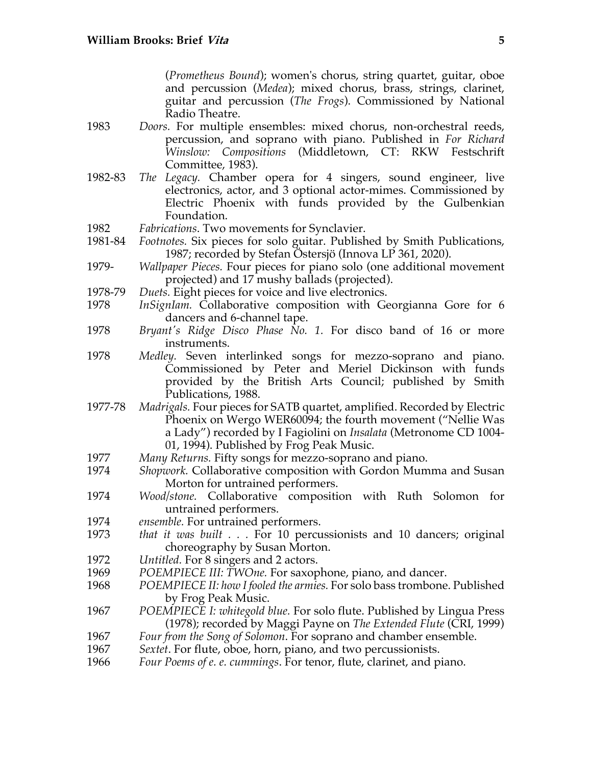(*Prometheus Bound*); women's chorus, string quartet, guitar, oboe and percussion (*Medea*); mixed chorus, brass, strings, clarinet, guitar and percussion (*The Frogs*). Commissioned by National Radio Theatre.

1983 *Doors.* For multiple ensembles: mixed chorus, non-orchestral reeds, percussion, and soprano with piano. Published in *For Richard Winslow: Compositions* (Middletown, CT: RKW Festschrift Committee, 1983).

1982-83 *The Legacy.* Chamber opera for 4 singers, sound engineer, live electronics, actor, and 3 optional actor-mimes. Commissioned by Electric Phoenix with funds provided by the Gulbenkian Foundation.

1982 *Fabrications*. Two movements for Synclavier.

1981-84 *Footnotes.* Six pieces for solo guitar. Published by Smith Publications, 1987; recorded by Stefan Östersjö (Innova LP 361, 2020).

1979- *Wallpaper Pieces.* Four pieces for piano solo (one additional movement projected) and 17 mushy ballads (projected).

1978-79 *Duets.* Eight pieces for voice and live electronics.

1978 *InSignIam.* Collaborative composition with Georgianna Gore for 6 dancers and 6-channel tape.

1978 *Bryant's Ridge Disco Phase No. 1.* For disco band of 16 or more instruments.

1978 *Medley.* Seven interlinked songs for mezzo-soprano and piano. Commissioned by Peter and Meriel Dickinson with funds provided by the British Arts Council; published by Smith Publications, 1988.

1977-78 *Madrigals.* Four pieces for SATB quartet, amplified. Recorded by Electric Phoenix on Wergo WER60094; the fourth movement ("Nellie Was a Lady") recorded by I Fagiolini on *Insalata* (Metronome CD 1004-01, 1994). Published by Frog Peak Music.

1977 *Many Returns.* Fifty songs for mezzo-soprano and piano.

1974 *Shopwork.* Collaborative composition with Gordon Mumma and Susan Morton for untrained performers.

1974 *Wood/stone.* Collaborative composition with Ruth Solomon for untrained performers.

1974 *ensemble.* For untrained performers.

1973 *that it was built . . .* For 10 percussionists and 10 dancers; original choreography by Susan Morton.

1972 *Untitled.* For 8 singers and 2 actors.

1969 *POEMPIECE III: TWOne.* For saxophone, piano, and dancer.

1968 *POEMPIECE II: how I fooled the armies.* For solo bass trombone. Published by Frog Peak Music.

1967 *POEMPIECE I: whitegold blue.* For solo flute. Published by Lingua Press (1978); recorded by Maggi Payne on *The Extended Flute* (CRI, 1999)

1967 *Four from the Song of Solomon*. For soprano and chamber ensemble.

1967 *Sextet*. For flute, oboe, horn, piano, and two percussionists.

1966 *Four Poems of e. e. cummings*. For tenor, flute, clarinet, and piano.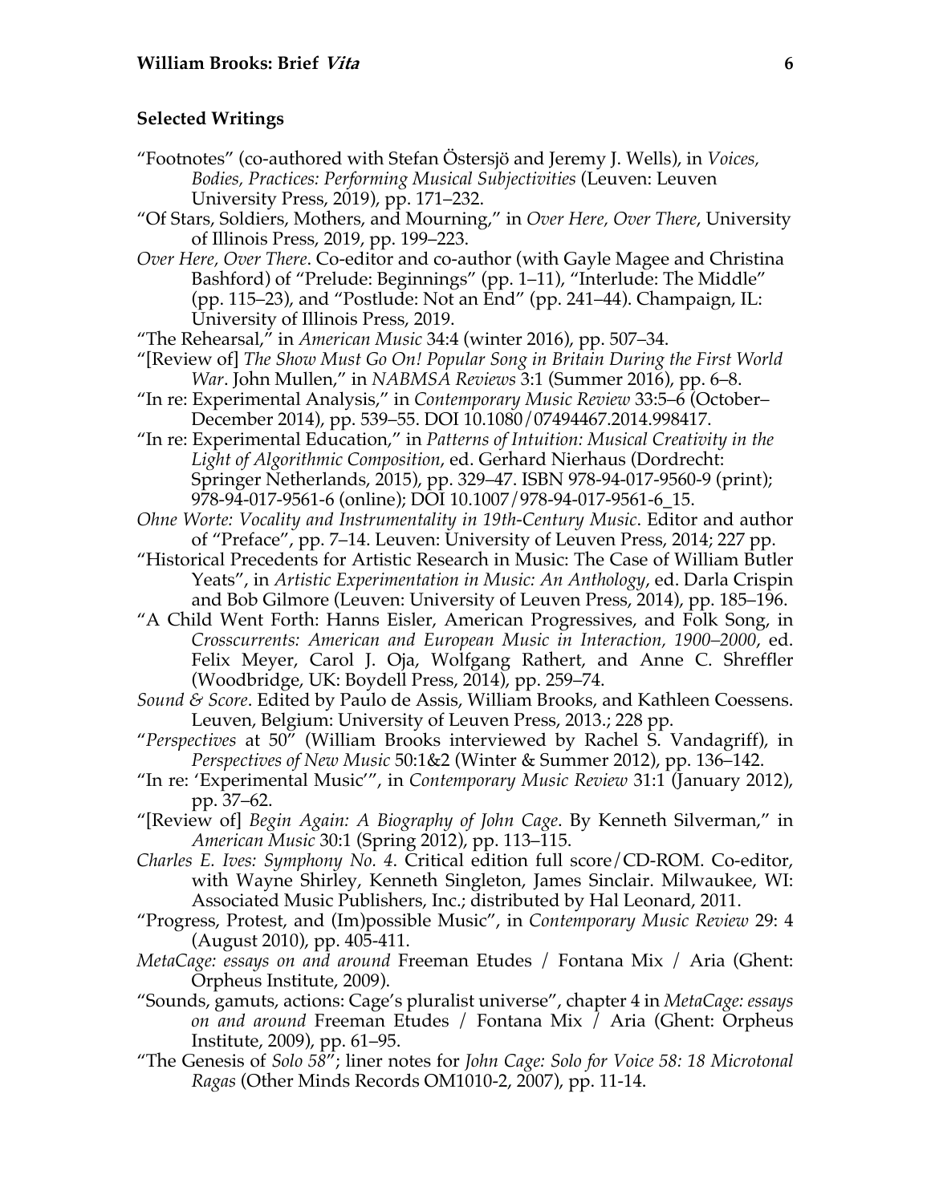## Selected Writings

"Footnotes" (co-authored with Stefan Östersjö and Jeremy J. Wells), in *Voices, Bodies, Practices: Performing Musical Subjectivities* (Leuven: Leuven University Press, 2019), pp. 171–232.

"Of Stars, Soldiers, Mothers, and Mourning," in *Over Here, Over There*, University of Illinois Press, 2019, pp. 199–223.

*Over Here, Over There*. Co-editor and co-author (with Gayle Magee and Christina Bashford) of "Prelude: Beginnings" (pp. 1–11), "Interlude: The Middle" (pp. 115–23), and "Postlude: Not an End" (pp. 241–44). Champaign, IL: University of Illinois Press, 2019.

"The Rehearsal," in *American Music* 34:4 (winter 2016), pp. 507–34.

"[Review of] *The Show Must Go On! Popular Song in Britain During the First World War*. John Mullen," in *NABMSA Reviews* 3:1 (Summer 2016), pp. 6–8.

"In re: Experimental Analysis," in *Contemporary Music Review* 33:5–6 (October–December 2014), pp. 539–55. DOI 10.1080/07494467.2014.998417.

"In re: Experimental Education," in *Patterns of Intuition: Musical Creativity in the Light of Algorithmic Composition*, ed. Gerhard Nierhaus (Dordrecht: Springer Netherlands, 2015), pp. 329–47. ISBN 978-94-017-9560-9 (print); 978-94-017-9561-6 (online); DOI 10.1007/978-94-017-9561-6_15.

*Ohne Worte: Vocality and Instrumentality in 19th-Century Music*. Editor and author of "Preface", pp. 7–14. Leuven: University of Leuven Press, 2014; 227 pp.

"Historical Precedents for Artistic Research in Music: The Case of William Butler Yeats", in *Artistic Experimentation in Music: An Anthology*, ed. Darla Crispin and Bob Gilmore (Leuven: University of Leuven Press, 2014), pp. 185–196.

"A Child Went Forth: Hanns Eisler, American Progressives, and Folk Song, in *Crosscurrents: American and European Music in Interaction, 1900–2000*, ed. Felix Meyer, Carol J. Oja, Wolfgang Rathert, and Anne C. Shreffler (Woodbridge, UK: Boydell Press, 2014), pp. 259–74.

*Sound & Score*. Edited by Paulo de Assis, William Brooks, and Kathleen Coessens. Leuven, Belgium: University of Leuven Press, 2013.; 228 pp.

"*Perspectives* at 50" (William Brooks interviewed by Rachel S. Vandagriff), in *Perspectives of New Music* 50:1&2 (Winter & Summer 2012), pp. 136–142.

"In re: 'Experimental Music'", in *Contemporary Music Review* 31:1 (January 2012), pp. 37–62.

"[Review of] *Begin Again: A Biography of John Cage*. By Kenneth Silverman," in *American Music* 30:1 (Spring 2012), pp. 113–115.

*Charles E. Ives: Symphony No. 4*. Critical edition full score/CD-ROM. Co-editor, with Wayne Shirley, Kenneth Singleton, James Sinclair. Milwaukee, WI: Associated Music Publishers, Inc.; distributed by Hal Leonard, 2011.

"Progress, Protest, and (Im)possible Music", in *Contemporary Music Review* 29: 4 (August 2010), pp. 405-411.

*MetaCage: essays on and around* Freeman Etudes / Fontana Mix / Aria (Ghent: Orpheus Institute, 2009).

"Sounds, gamuts, actions: Cage's pluralist universe", chapter 4 in *MetaCage: essays on and around* Freeman Etudes / Fontana Mix / Aria (Ghent: Orpheus Institute, 2009), pp. 61–95.

"The Genesis of *Solo 58*"; liner notes for *John Cage: Solo for Voice 58: 18 Microtonal Ragas* (Other Minds Records OM1010-2, 2007), pp. 11-14.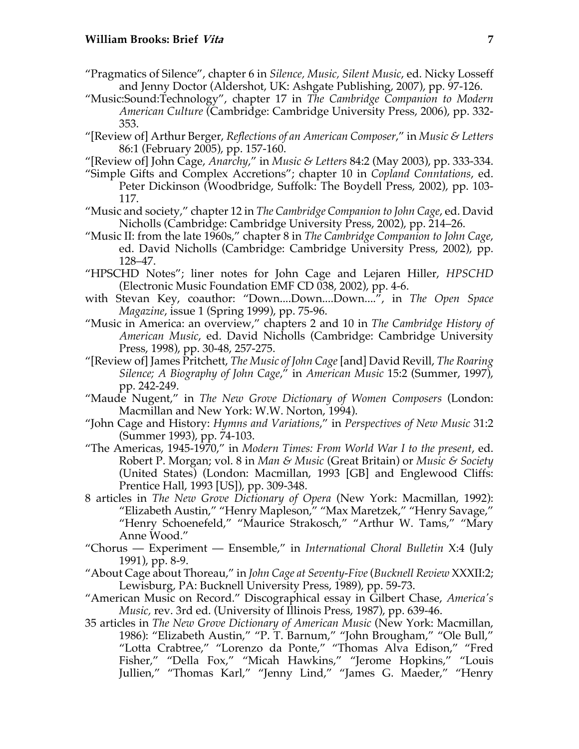“Pragmatics of Silence”, chapter 6 in *Silence, Music, Silent Music*, ed. Nicky Losseff and Jenny Doctor (Aldershot, UK: Ashgate Publishing, 2007), pp. 97-126.

“Music:Sound:Technology”, chapter 17 in *The Cambridge Companion to Modern American Culture* (Cambridge: Cambridge University Press, 2006), pp. 332-353.

“[Review of] Arthur Berger, *Reflections of an American Composer*,” in *Music & Letters* 86:1 (February 2005), pp. 157-160.

“[Review of] John Cage, *Anarchy*,” in *Music & Letters* 84:2 (May 2003), pp. 333-334.

“Simple Gifts and Complex Accretions”; chapter 10 in *Copland Conntations*, ed. Peter Dickinson (Woodbridge, Suffolk: The Boydell Press, 2002), pp. 103-117.

“Music and society,” chapter 12 in *The Cambridge Companion to John Cage*, ed. David Nicholls (Cambridge: Cambridge University Press, 2002), pp. 214–26.

“Music II: from the late 1960s,” chapter 8 in *The Cambridge Companion to John Cage*, ed. David Nicholls (Cambridge: Cambridge University Press, 2002), pp. 128–47.

“HPSCHD Notes”; liner notes for John Cage and Lejaren Hiller, *HPSCHD* (Electronic Music Foundation EMF CD 038, 2002), pp. 4-6.

with Stevan Key, coauthor: “Down....Down....Down....”, in *The Open Space Magazine*, issue 1 (Spring 1999), pp. 75-96.

“Music in America: an overview,” chapters 2 and 10 in *The Cambridge History of American Music*, ed. David Nicholls (Cambridge: Cambridge University Press, 1998), pp. 30-48, 257-275.

“[Review of] James Pritchett, *The Music of John Cage* [and] David Revill, *The Roaring Silence; A Biography of John Cage*,” in *American Music* 15:2 (Summer, 1997), pp. 242-249.

“Maude Nugent,” in *The New Grove Dictionary of Women Composers* (London: Macmillan and New York: W.W. Norton, 1994).

“John Cage and History: *Hymns and Variations*,” in *Perspectives of New Music* 31:2 (Summer 1993), pp. 74-103.

“The Americas, 1945-1970,” in *Modern Times: From World War I to the present*, ed. Robert P. Morgan; vol. 8 in *Man & Music* (Great Britain) or *Music & Society* (United States) (London: Macmillan, 1993 [GB] and Englewood Cliffs: Prentice Hall, 1993 [US]), pp. 309-348.

8 articles in *The New Grove Dictionary of Opera* (New York: Macmillan, 1992): “Elizabeth Austin,” “Henry Mapleson,” “Max Maretzek,” “Henry Savage,” “Henry Schoenefeld,” “Maurice Strakosch,” “Arthur W. Tams,” “Mary Anne Wood.”

“Chorus — Experiment — Ensemble,” in *International Choral Bulletin* X:4 (July 1991), pp. 8-9.

“About Cage about Thoreau,” in *John Cage at Seventy-Five* (*Bucknell Review* XXXII:2; Lewisburg, PA: Bucknell University Press, 1989), pp. 59-73.

“American Music on Record.” Discographical essay in Gilbert Chase, *America's Music,* rev. 3rd ed. (University of Illinois Press, 1987), pp. 639-46.

35 articles in *The New Grove Dictionary of American Music* (New York: Macmillan, 1986): “Elizabeth Austin,” “P. T. Barnum,” “John Brougham,” “Ole Bull,” “Lotta Crabtree,” “Lorenzo da Ponte,” “Thomas Alva Edison,” “Fred Fisher,” “Della Fox,” “Micah Hawkins,” “Jerome Hopkins,” “Louis Jullien,” “Thomas Karl,” “Jenny Lind,” “James G. Maeder,” “Henry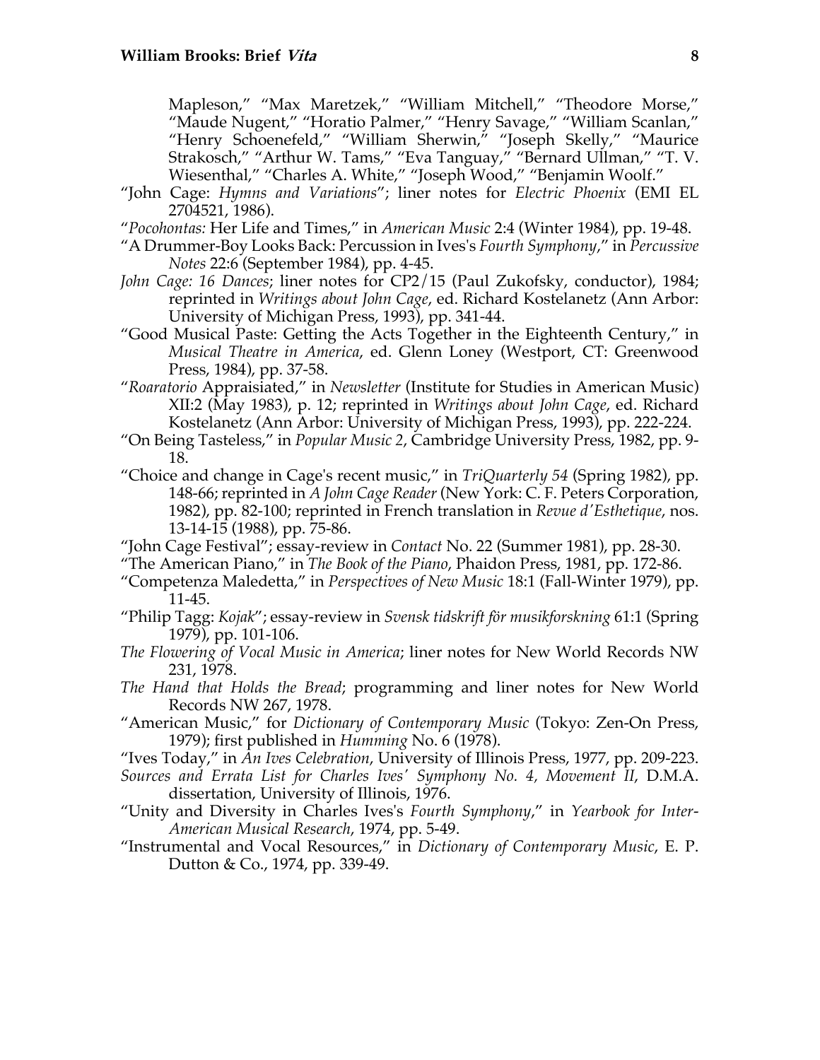Mapleson," "Max Maretzek," "William Mitchell," "Theodore Morse," "Maude Nugent," "Horatio Palmer," "Henry Savage," "William Scanlan," "Henry Schoenefeld," "William Sherwin," "Joseph Skelly," "Maurice Strakosch," "Arthur W. Tams," "Eva Tanguay," "Bernard Ullman," "T. V. Wiesenthal," "Charles A. White," "Joseph Wood," "Benjamin Woolf."

"John Cage: *Hymns and Variations*"; liner notes for *Electric Phoenix* (EMI EL 2704521, 1986).

"*Pocohontas:* Her Life and Times," in *American Music* 2:4 (Winter 1984), pp. 19-48.

"A Drummer-Boy Looks Back: Percussion in Ives's *Fourth Symphony*," in *Percussive Notes* 22:6 (September 1984), pp. 4-45.

*John Cage: 16 Dances*; liner notes for CP2/15 (Paul Zukofsky, conductor), 1984; reprinted in *Writings about John Cage*, ed. Richard Kostelanetz (Ann Arbor: University of Michigan Press, 1993), pp. 341-44.

"Good Musical Paste: Getting the Acts Together in the Eighteenth Century," in *Musical Theatre in America*, ed. Glenn Loney (Westport, CT: Greenwood Press, 1984), pp. 37-58.

"*Roaratorio* Appraisiated," in *Newsletter* (Institute for Studies in American Music) XII:2 (May 1983), p. 12; reprinted in *Writings about John Cage*, ed. Richard Kostelanetz (Ann Arbor: University of Michigan Press, 1993), pp. 222-224.

"On Being Tasteless," in *Popular Music 2*, Cambridge University Press, 1982, pp. 9-18.

"Choice and change in Cage's recent music," in *TriQuarterly 54* (Spring 1982), pp. 148-66; reprinted in *A John Cage Reader* (New York: C. F. Peters Corporation, 1982), pp. 82-100; reprinted in French translation in *Revue d'Esthetique*, nos. 13-14-15 (1988), pp. 75-86.

"John Cage Festival"; essay-review in *Contact* No. 22 (Summer 1981), pp. 28-30.

"The American Piano," in *The Book of the Piano*, Phaidon Press, 1981, pp. 172-86.

"Competenza Maledetta," in *Perspectives of New Music* 18:1 (Fall-Winter 1979), pp. 11-45.

"Philip Tagg: *Kojak*"; essay-review in *Svensk tidskrift för musikforskning* 61:1 (Spring 1979), pp. 101-106.

*The Flowering of Vocal Music in America*; liner notes for New World Records NW 231, 1978.

*The Hand that Holds the Bread*; programming and liner notes for New World Records NW 267, 1978.

"American Music," for *Dictionary of Contemporary Music* (Tokyo: Zen-On Press, 1979); first published in *Humming* No. 6 (1978).

"Ives Today," in *An Ives Celebration*, University of Illinois Press, 1977, pp. 209-223.

*Sources and Errata List for Charles Ives' Symphony No. 4, Movement II*, D.M.A. dissertation, University of Illinois, 1976.

"Unity and Diversity in Charles Ives's *Fourth Symphony*," in *Yearbook for Inter-American Musical Research*, 1974, pp. 5-49.

"Instrumental and Vocal Resources," in *Dictionary of Contemporary Music*, E. P. Dutton & Co., 1974, pp. 339-49.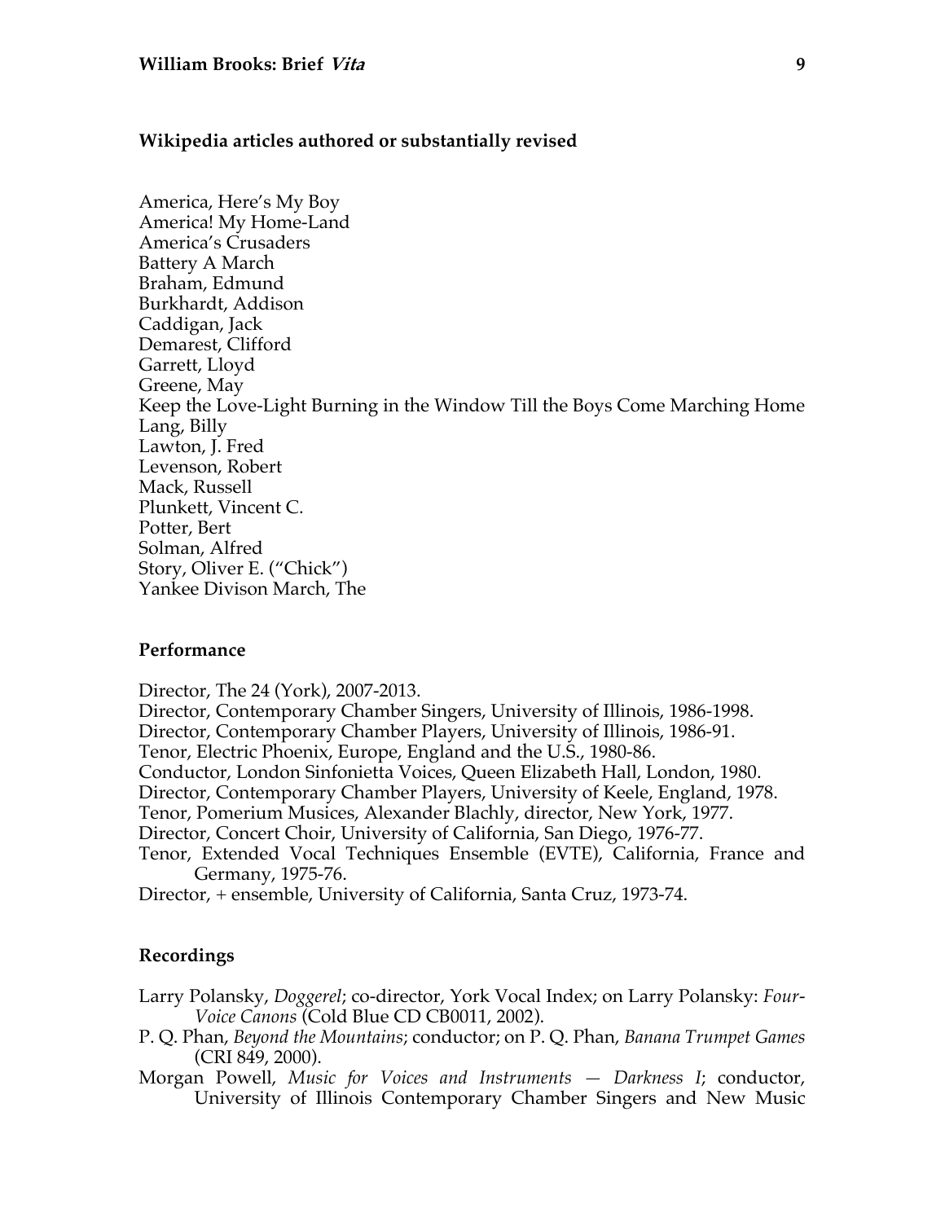### Wikipedia articles authored or substantially revised

America, Here's My Boy
America! My Home-Land
America's Crusaders
Battery A March
Braham, Edmund
Burkhardt, Addison
Caddigan, Jack
Demarest, Clifford
Garrett, Lloyd
Greene, May
Keep the Love-Light Burning in the Window Till the Boys Come Marching Home
Lang, Billy
Lawton, J. Fred
Levenson, Robert
Mack, Russell
Plunkett, Vincent C.
Potter, Bert
Solman, Alfred
Story, Oliver E. ("Chick")
Yankee Divison March, The

### Performance

Director, The 24 (York), 2007-2013.
Director, Contemporary Chamber Singers, University of Illinois, 1986-1998.
Director, Contemporary Chamber Players, University of Illinois, 1986-91.
Tenor, Electric Phoenix, Europe, England and the U.S., 1980-86.
Conductor, London Sinfonietta Voices, Queen Elizabeth Hall, London, 1980.
Director, Contemporary Chamber Players, University of Keele, England, 1978.
Tenor, Pomerium Musices, Alexander Blachly, director, New York, 1977.
Director, Concert Choir, University of California, San Diego, 1976-77.
Tenor, Extended Vocal Techniques Ensemble (EVTE), California, France and Germany, 1975-76.
Director, + ensemble, University of California, Santa Cruz, 1973-74.

### Recordings

Larry Polansky, *Doggerel*; co-director, York Vocal Index; on Larry Polansky: *Four-Voice Canons* (Cold Blue CD CB0011, 2002).

P. Q. Phan, *Beyond the Mountains*; conductor; on P. Q. Phan, *Banana Trumpet Games* (CRI 849, 2000).

Morgan Powell, *Music for Voices and Instruments — Darkness I*; conductor, University of Illinois Contemporary Chamber Singers and New Music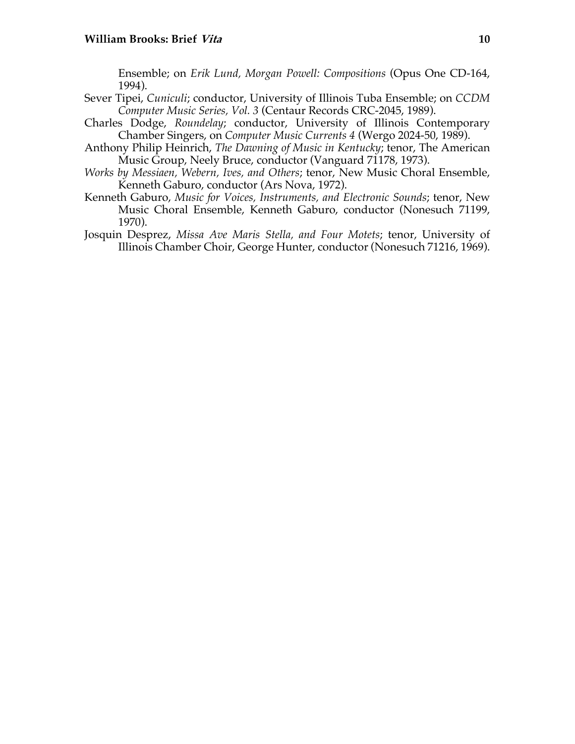Ensemble; on *Erik Lund, Morgan Powell: Compositions* (Opus One CD-164, 1994).

Sever Tipei, *Cuniculi*; conductor, University of Illinois Tuba Ensemble; on *CCDM Computer Music Series, Vol. 3* (Centaur Records CRC-2045, 1989).

Charles Dodge, *Roundelay*; conductor, University of Illinois Contemporary Chamber Singers, on *Computer Music Currents 4* (Wergo 2024-50, 1989).

Anthony Philip Heinrich, *The Dawning of Music in Kentucky*; tenor, The American Music Group, Neely Bruce, conductor (Vanguard 71178, 1973).

*Works by Messiaen, Webern, Ives, and Others*; tenor, New Music Choral Ensemble, Kenneth Gaburo, conductor (Ars Nova, 1972).

Kenneth Gaburo, *Music for Voices, Instruments, and Electronic Sounds*; tenor, New Music Choral Ensemble, Kenneth Gaburo, conductor (Nonesuch 71199, 1970).

Josquin Desprez, *Missa Ave Maris Stella, and Four Motets*; tenor, University of Illinois Chamber Choir, George Hunter, conductor (Nonesuch 71216, 1969).